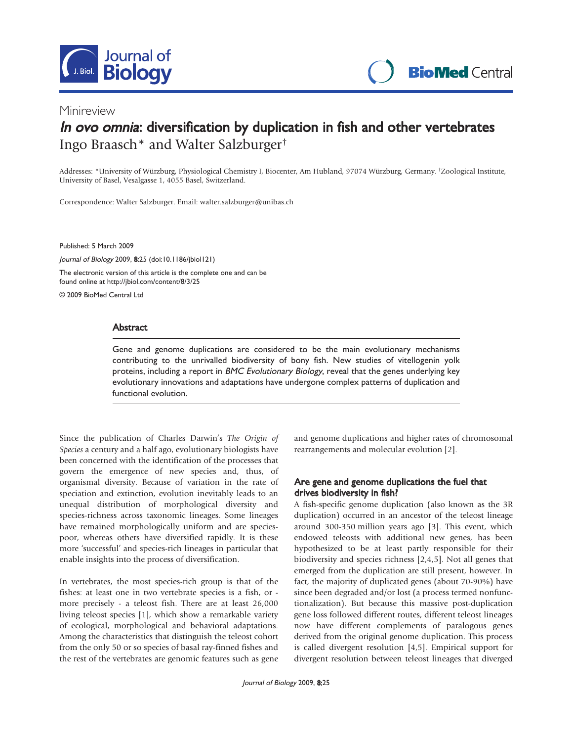Minireview

# *In ovo omnia*: diversification by duplication in fish and other vertebrates

Ingo Braasch* and Walter Salzburger†

Addresses: *University of Würzburg, Physiological Chemistry I, Biocenter, Am Hubland, 97074 Würzburg, Germany. †Zoological Institute, University of Basel, Vesalgasse 1, 4055 Basel, Switzerland.

Correspondence: Walter Salzburger. Email: walter.salzburger@unibas.ch

Published: 5 March 2009

*Journal of Biology* 2009, **8**:25 (doi:10.1186/jbiol121)

The electronic version of this article is the complete one and can be found online at http://jbiol.com/content/8/3/25

© 2009 BioMed Central Ltd

## Abstract

Gene and genome duplications are considered to be the main evolutionary mechanisms contributing to the unrivalled biodiversity of bony fish. New studies of vitellogenin yolk proteins, including a report in *BMC Evolutionary Biology*, reveal that the genes underlying key evolutionary innovations and adaptations have undergone complex patterns of duplication and functional evolution.

Since the publication of Charles Darwin's *The Origin of Species* a century and a half ago, evolutionary biologists have been concerned with the identification of the processes that govern the emergence of new species and, thus, of organismal diversity. Because of variation in the rate of speciation and extinction, evolution inevitably leads to an unequal distribution of morphological diversity and species-richness across taxonomic lineages. Some lineages have remained morphologically uniform and are species-poor, whereas others have diversified rapidly. It is these more 'successful' and species-rich lineages in particular that enable insights into the process of diversification.

In vertebrates, the most species-rich group is that of the fishes: at least one in two vertebrate species is a fish, or - more precisely - a teleost fish. There are at least 26,000 living teleost species [1], which show a remarkable variety of ecological, morphological and behavioral adaptations. Among the characteristics that distinguish the teleost cohort from the only 50 or so species of basal ray-finned fishes and the rest of the vertebrates are genomic features such as gene and genome duplications and higher rates of chromosomal rearrangements and molecular evolution [2].

## Are gene and genome duplications the fuel that drives biodiversity in fish?

A fish-specific genome duplication (also known as the 3R duplication) occurred in an ancestor of the teleost lineage around 300-350 million years ago [3]. This event, which endowed teleosts with additional new genes, has been hypothesized to be at least partly responsible for their biodiversity and species richness [2,4,5]. Not all genes that emerged from the duplication are still present, however. In fact, the majority of duplicated genes (about 70-90%) have since been degraded and/or lost (a process termed nonfunctionalization). But because this massive post-duplication gene loss followed different routes, different teleost lineages now have different complements of paralogous genes derived from the original genome duplication. This process is called divergent resolution [4,5]. Empirical support for divergent resolution between teleost lineages that diverged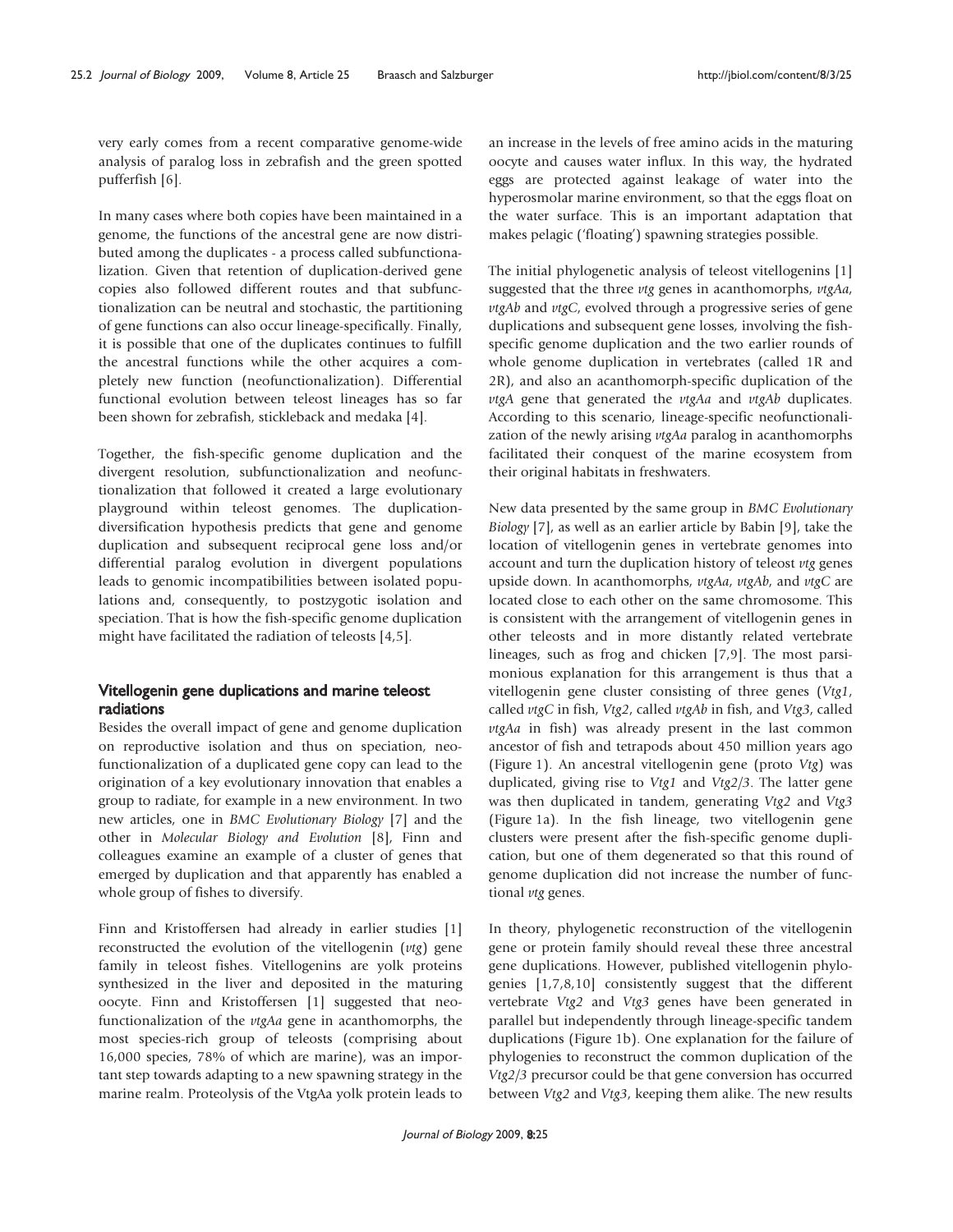very early comes from a recent comparative genome-wide analysis of paralog loss in zebrafish and the green spotted pufferfish [6].

In many cases where both copies have been maintained in a genome, the functions of the ancestral gene are now distributed among the duplicates - a process called subfunctionalization. Given that retention of duplication-derived gene copies also followed different routes and that subfunctionalization can be neutral and stochastic, the partitioning of gene functions can also occur lineage-specifically. Finally, it is possible that one of the duplicates continues to fulfill the ancestral functions while the other acquires a completely new function (neofunctionalization). Differential functional evolution between teleost lineages has so far been shown for zebrafish, stickleback and medaka [4].

Together, the fish-specific genome duplication and the divergent resolution, subfunctionalization and neofunctionalization that followed it created a large evolutionary playground within teleost genomes. The duplication-diversification hypothesis predicts that gene and genome duplication and subsequent reciprocal gene loss and/or differential paralog evolution in divergent populations leads to genomic incompatibilities between isolated populations and, consequently, to postzygotic isolation and speciation. That is how the fish-specific genome duplication might have facilitated the radiation of teleosts [4,5].

## Vitellogenin gene duplications and marine teleost radiations

Besides the overall impact of gene and genome duplication on reproductive isolation and thus on speciation, neofunctionalization of a duplicated gene copy can lead to the origination of a key evolutionary innovation that enables a group to radiate, for example in a new environment. In two new articles, one in *BMC Evolutionary Biology* [7] and the other in *Molecular Biology and Evolution* [8], Finn and colleagues examine an example of a cluster of genes that emerged by duplication and that apparently has enabled a whole group of fishes to diversify.

Finn and Kristoffersen had already in earlier studies [1] reconstructed the evolution of the vitellogenin (*vtg*) gene family in teleost fishes. Vitellogenins are yolk proteins synthesized in the liver and deposited in the maturing oocyte. Finn and Kristoffersen [1] suggested that neofunctionalization of the *vtgAa* gene in acanthomorphs, the most species-rich group of teleosts (comprising about 16,000 species, 78% of which are marine), was an important step towards adapting to a new spawning strategy in the marine realm. Proteolysis of the VtgAa yolk protein leads to an increase in the levels of free amino acids in the maturing oocyte and causes water influx. In this way, the hydrated eggs are protected against leakage of water into the hyperosmolar marine environment, so that the eggs float on the water surface. This is an important adaptation that makes pelagic ('floating') spawning strategies possible.

The initial phylogenetic analysis of teleost vitellogenins [1] suggested that the three *vtg* genes in acanthomorphs, *vtgAa*, *vtgAb* and *vtgC*, evolved through a progressive series of gene duplications and subsequent gene losses, involving the fish-specific genome duplication and the two earlier rounds of whole genome duplication in vertebrates (called 1R and 2R), and also an acanthomorph-specific duplication of the *vtgA* gene that generated the *vtgAa* and *vtgAb* duplicates. According to this scenario, lineage-specific neofunctionalization of the newly arising *vtgAa* paralog in acanthomorphs facilitated their conquest of the marine ecosystem from their original habitats in freshwaters.

New data presented by the same group in *BMC Evolutionary Biology* [7], as well as an earlier article by Babin [9], take the location of vitellogenin genes in vertebrate genomes into account and turn the duplication history of teleost *vtg* genes upside down. In acanthomorphs, *vtgAa*, *vtgAb*, and *vtgC* are located close to each other on the same chromosome. This is consistent with the arrangement of vitellogenin genes in other teleosts and in more distantly related vertebrate lineages, such as frog and chicken [7,9]. The most parsimonious explanation for this arrangement is thus that a vitellogenin gene cluster consisting of three genes (*Vtg1*, called *vtgC* in fish, *Vtg2*, called *vtgAb* in fish, and *Vtg3*, called *vtgAa* in fish) was already present in the last common ancestor of fish and tetrapods about 450 million years ago (Figure 1). An ancestral vitellogenin gene (proto *Vtg*) was duplicated, giving rise to *Vtg1* and *Vtg2/3*. The latter gene was then duplicated in tandem, generating *Vtg2* and *Vtg3* (Figure 1a). In the fish lineage, two vitellogenin gene clusters were present after the fish-specific genome duplication, but one of them degenerated so that this round of genome duplication did not increase the number of functional *vtg* genes.

In theory, phylogenetic reconstruction of the vitellogenin gene or protein family should reveal these three ancestral gene duplications. However, published vitellogenin phylogenies [1,7,8,10] consistently suggest that the different vertebrate *Vtg2* and *Vtg3* genes have been generated in parallel but independently through lineage-specific tandem duplications (Figure 1b). One explanation for the failure of phylogenies to reconstruct the common duplication of the *Vtg2/3* precursor could be that gene conversion has occurred between *Vtg2* and *Vtg3*, keeping them alike. The new results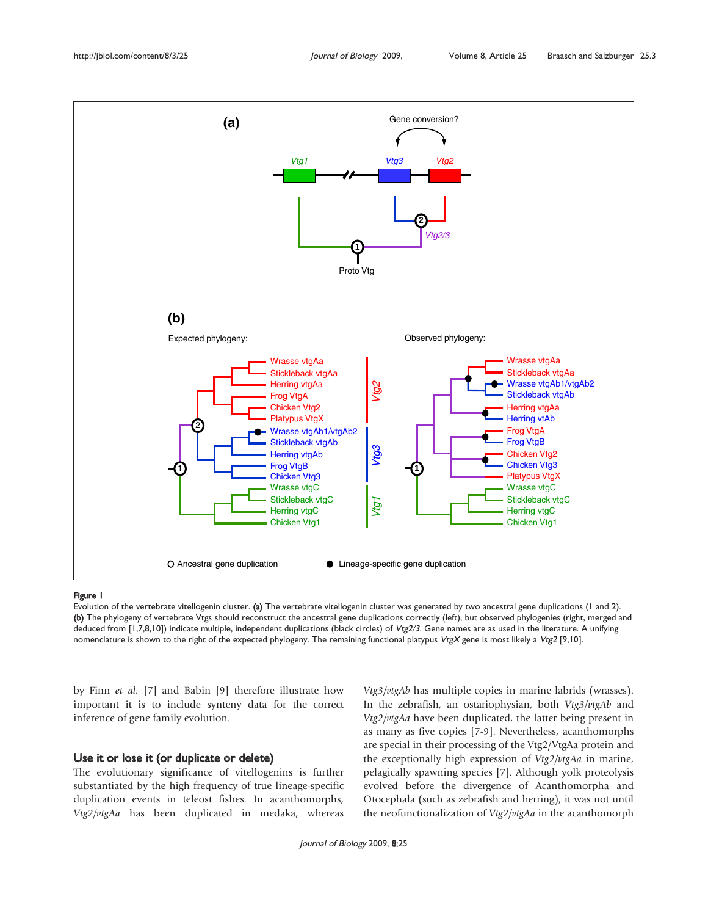**Figure 1**
Evolution of the vertebrate vitellogenin cluster. **(a)** The vertebrate vitellogenin cluster was generated by two ancestral gene duplications (1 and 2). **(b)** The phylogeny of vertebrate Vtgs should reconstruct the ancestral gene duplications correctly (left), but observed phylogenies (right, merged and deduced from [1,7,8,10]) indicate multiple, independent duplications (black circles) of *Vtg2/3*. Gene names are as used in the literature. A unifying nomenclature is shown to the right of the expected phylogeny. The remaining functional platypus *VtgX* gene is most likely a *Vtg2* [9,10].

by Finn *et al.* [7] and Babin [9] therefore illustrate how important it is to include synteny data for the correct inference of gene family evolution.

## Use it or lose it (or duplicate or delete)

The evolutionary significance of vitellogenins is further substantiated by the high frequency of true lineage-specific duplication events in teleost fishes. In acanthomorphs, *Vtg2/vtgAa* has been duplicated in medaka, whereas *Vtg3/vtgAb* has multiple copies in marine labrids (wrasses). In the zebrafish, an ostariophysian, both *Vtg3/vtgAb* and *Vtg2/vtgAa* have been duplicated, the latter being present in as many as five copies [7-9]. Nevertheless, acanthomorphs are special in their processing of the Vtg2/VtgAa protein and the exceptionally high expression of *Vtg2/vtgAa* in marine, pelagically spawning species [7]. Although yolk proteolysis evolved before the divergence of Acanthomorpha and Otocephala (such as zebrafish and herring), it was not until the neofunctionalization of *Vtg2/vtgAa* in the acanthomorph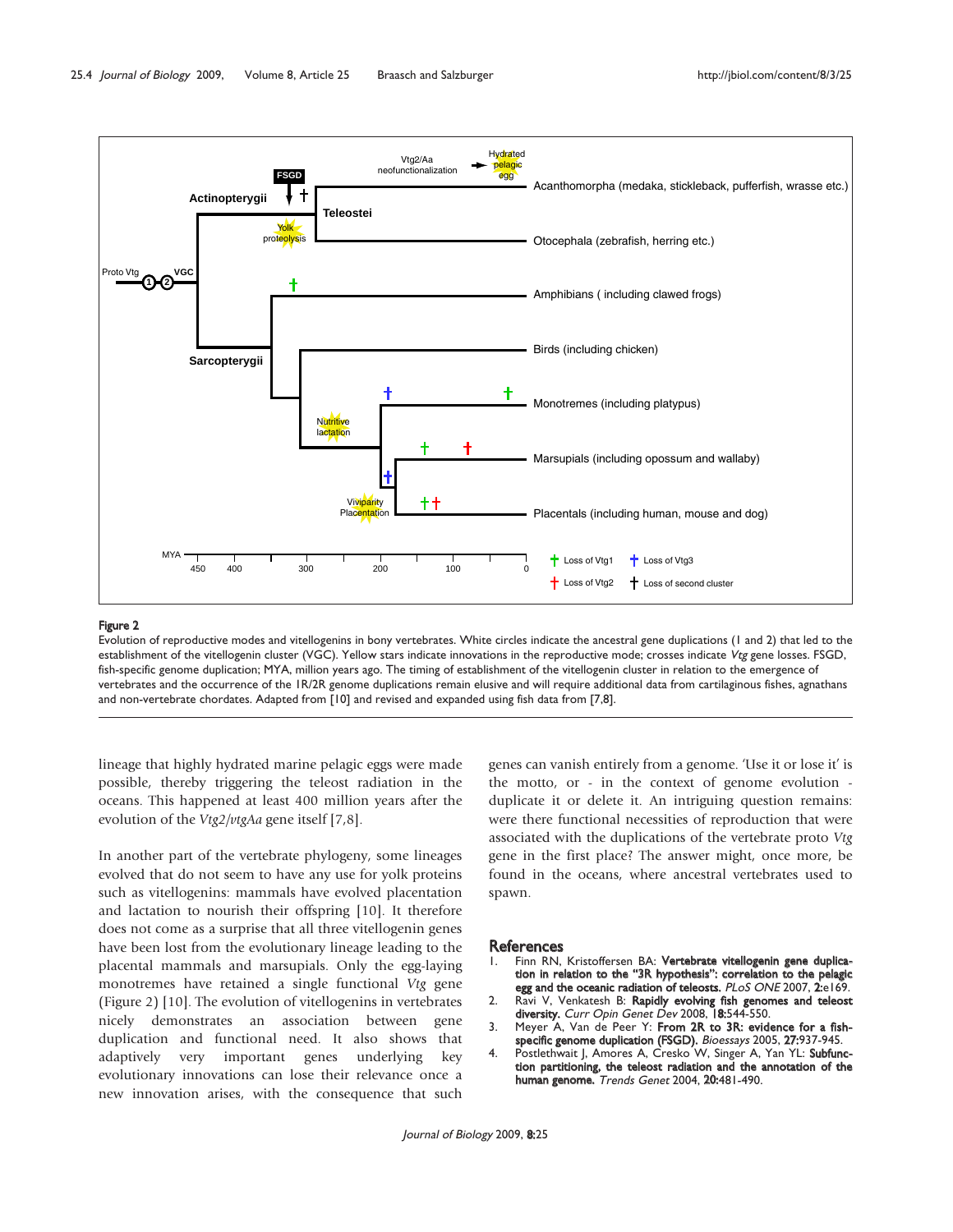**Figure 2**

Evolution of reproductive modes and vitellogenins in bony vertebrates. White circles indicate the ancestral gene duplications (1 and 2) that led to the establishment of the vitellogenin cluster (VGC). Yellow stars indicate innovations in the reproductive mode; crosses indicate *Vtg* gene losses. FSGD, fish-specific genome duplication; MYA, million years ago. The timing of establishment of the vitellogenin cluster in relation to the emergence of vertebrates and the occurrence of the 1R/2R genome duplications remain elusive and will require additional data from cartilaginous fishes, agnathans and non-vertebrate chordates. Adapted from [10] and revised and expanded using fish data from [7,8].

lineage that highly hydrated marine pelagic eggs were made possible, thereby triggering the teleost radiation in the oceans. This happened at least 400 million years after the evolution of the *Vtg2/vtgAa* gene itself [7,8].

In another part of the vertebrate phylogeny, some lineages evolved that do not seem to have any use for yolk proteins such as vitellogenins: mammals have evolved placentation and lactation to nourish their offspring [10]. It therefore does not come as a surprise that all three vitellogenin genes have been lost from the evolutionary lineage leading to the placental mammals and marsupials. Only the egg-laying monotremes have retained a single functional *Vtg* gene (Figure 2) [10]. The evolution of vitellogenins in vertebrates nicely demonstrates an association between gene duplication and functional need. It also shows that adaptively very important genes underlying key evolutionary innovations can lose their relevance once a new innovation arises, with the consequence that such genes can vanish entirely from a genome. 'Use it or lose it' is the motto, or - in the context of genome evolution - duplicate it or delete it. An intriguing question remains: were there functional necessities of reproduction that were associated with the duplications of the vertebrate proto *Vtg* gene in the first place? The answer might, once more, be found in the oceans, where ancestral vertebrates used to spawn.

## References

1. Finn RN, Kristoffersen BA: **Vertebrate vitellogenin gene duplication in relation to the "3R hypothesis": correlation to the pelagic egg and the oceanic radiation of teleosts.** *PLoS ONE* 2007, **2:**e169.
2. Ravi V, Venkatesh B: **Rapidly evolving fish genomes and teleost diversity.** *Curr Opin Genet Dev* 2008, **18:**544-550.
3. Meyer A, Van de Peer Y: **From 2R to 3R: evidence for a fish-specific genome duplication (FSGD).** *Bioessays* 2005, **27:**937-945.
4. Postlethwait J, Amores A, Cresko W, Singer A, Yan YL: **Subfunction partitioning, the teleost radiation and the annotation of the human genome.** *Trends Genet* 2004, **20:**481-490.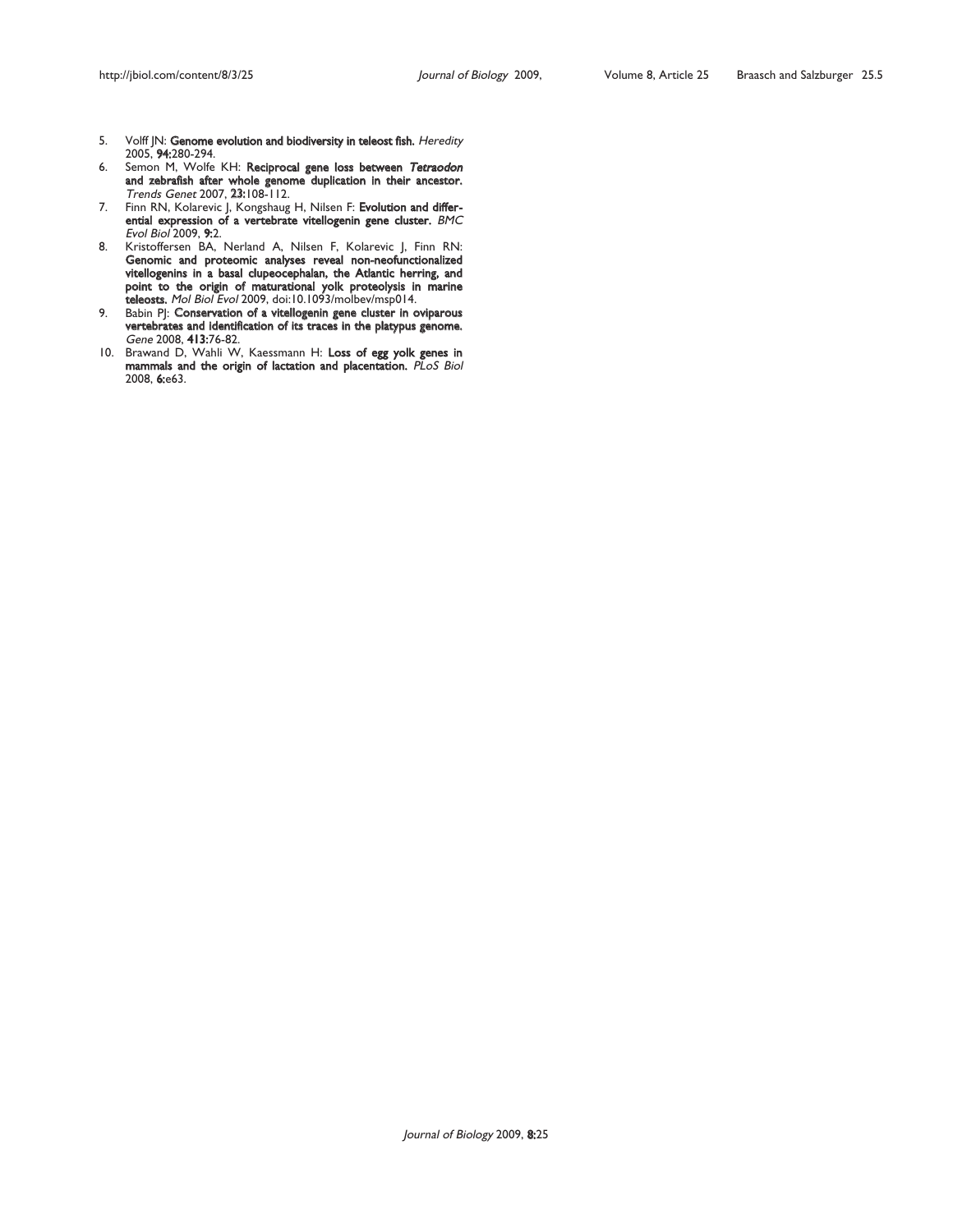5. Volff JN: **Genome evolution and biodiversity in teleost fish.** *Heredity* 2005, **94:**280-294.
6. Semon M, Wolfe KH: **Reciprocal gene loss between *Tetraodon* and zebrafish after whole genome duplication in their ancestor.** *Trends Genet* 2007, **23:**108-112.
7. Finn RN, Kolarevic J, Kongshaug H, Nilsen F: **Evolution and differential expression of a vertebrate vitellogenin gene cluster.** *BMC Evol Biol* 2009, **9:**2.
8. Kristoffersen BA, Nerland A, Nilsen F, Kolarevic J, Finn RN: **Genomic and proteomic analyses reveal non-neofunctionalized vitellogenins in a basal clupeocephalan, the Atlantic herring, and point to the origin of maturational yolk proteolysis in marine teleosts.** *Mol Biol Evol* 2009, doi:10.1093/molbev/msp014.
9. Babin PJ: **Conservation of a vitellogenin gene cluster in oviparous vertebrates and identification of its traces in the platypus genome.** *Gene* 2008, **413:**76-82.
10. Brawand D, Wahli W, Kaessmann H: **Loss of egg yolk genes in mammals and the origin of lactation and placentation.** *PLoS Biol* 2008, **6:**e63.